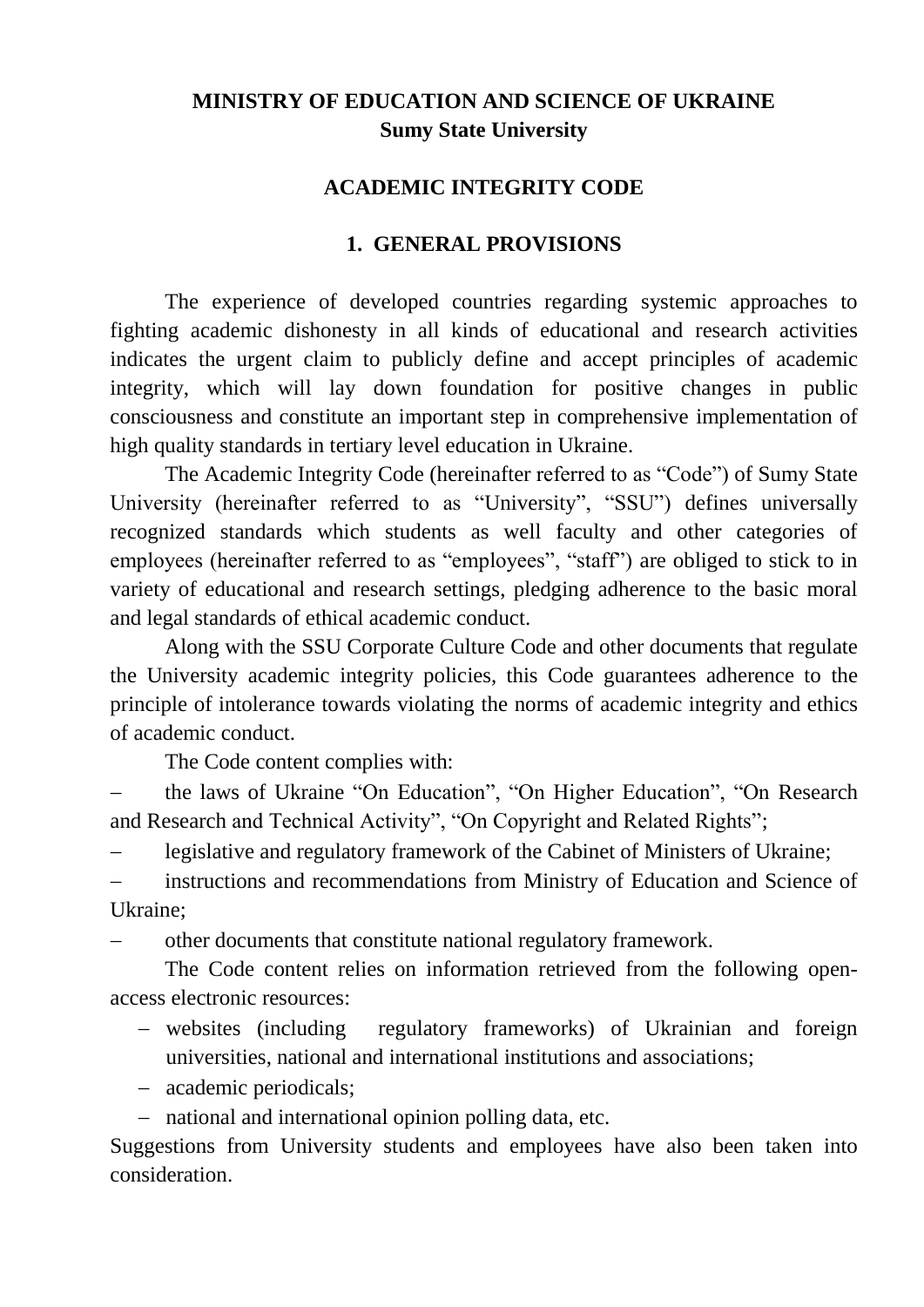**MINISTRY OF EDUCATION AND SCIENCE OF UKRAINE**
**Sumy State University**

# ACADEMIC INTEGRITY CODE

## 1. GENERAL PROVISIONS

The experience of developed countries regarding systemic approaches to fighting academic dishonesty in all kinds of educational and research activities indicates the urgent claim to publicly define and accept principles of academic integrity, which will lay down foundation for positive changes in public consciousness and constitute an important step in comprehensive implementation of high quality standards in tertiary level education in Ukraine.

The Academic Integrity Code (hereinafter referred to as "Code") of Sumy State University (hereinafter referred to as "University", "SSU") defines universally recognized standards which students as well faculty and other categories of employees (hereinafter referred to as "employees", "staff") are obliged to stick to in variety of educational and research settings, pledging adherence to the basic moral and legal standards of ethical academic conduct.

Along with the SSU Corporate Culture Code and other documents that regulate the University academic integrity policies, this Code guarantees adherence to the principle of intolerance towards violating the norms of academic integrity and ethics of academic conduct.

The Code content complies with:

- the laws of Ukraine "On Education", "On Higher Education", "On Research and Research and Technical Activity", "On Copyright and Related Rights";
- legislative and regulatory framework of the Cabinet of Ministers of Ukraine;
- instructions and recommendations from Ministry of Education and Science of Ukraine;
- other documents that constitute national regulatory framework.

The Code content relies on information retrieved from the following open-access electronic resources:

- websites (including regulatory frameworks) of Ukrainian and foreign universities, national and international institutions and associations;
- academic periodicals;
- national and international opinion polling data, etc.

Suggestions from University students and employees have also been taken into consideration.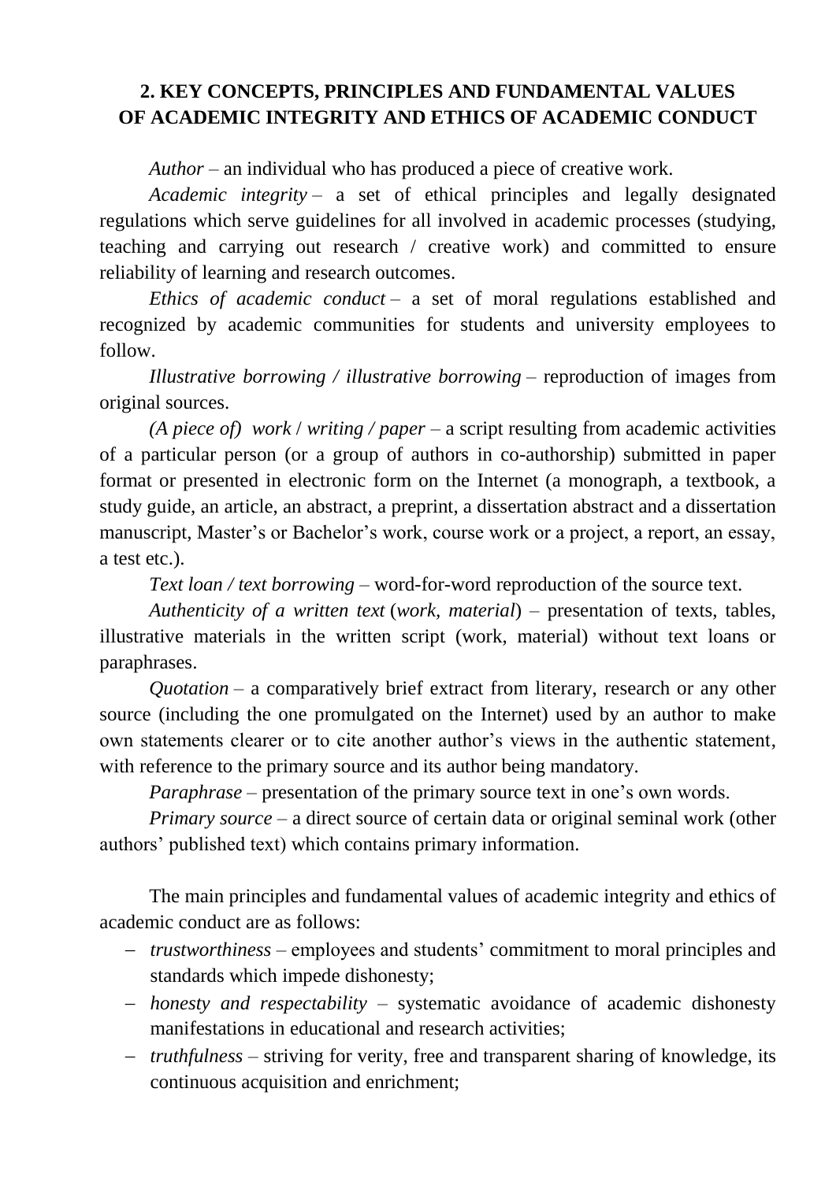## 2. KEY CONCEPTS, PRINCIPLES AND FUNDAMENTAL VALUES OF ACADEMIC INTEGRITY AND ETHICS OF ACADEMIC CONDUCT

*Author* – an individual who has produced a piece of creative work.

*Academic integrity* – a set of ethical principles and legally designated regulations which serve guidelines for all involved in academic processes (studying, teaching and carrying out research / creative work) and committed to ensure reliability of learning and research outcomes.

*Ethics of academic conduct* – a set of moral regulations established and recognized by academic communities for students and university employees to follow.

*Illustrative borrowing / illustrative borrowing* – reproduction of images from original sources.

*(A piece of) work* / *writing / paper* – a script resulting from academic activities of a particular person (or a group of authors in co-authorship) submitted in paper format or presented in electronic form on the Internet (a monograph, a textbook, a study guide, an article, an abstract, a preprint, a dissertation abstract and a dissertation manuscript, Master's or Bachelor's work, course work or a project, a report, an essay, a test etc.).

*Text loan / text borrowing* – word-for-word reproduction of the source text.

*Authenticity of a written text* (*work, material*) – presentation of texts, tables, illustrative materials in the written script (work, material) without text loans or paraphrases.

*Quotation* – a comparatively brief extract from literary, research or any other source (including the one promulgated on the Internet) used by an author to make own statements clearer or to cite another author's views in the authentic statement, with reference to the primary source and its author being mandatory.

*Paraphrase* – presentation of the primary source text in one's own words.

*Primary source* – a direct source of certain data or original seminal work (other authors' published text) which contains primary information.

The main principles and fundamental values of academic integrity and ethics of academic conduct are as follows:

- *trustworthiness* – employees and students' commitment to moral principles and standards which impede dishonesty;
- *honesty and respectability* – systematic avoidance of academic dishonesty manifestations in educational and research activities;
- *truthfulness* – striving for verity, free and transparent sharing of knowledge, its continuous acquisition and enrichment;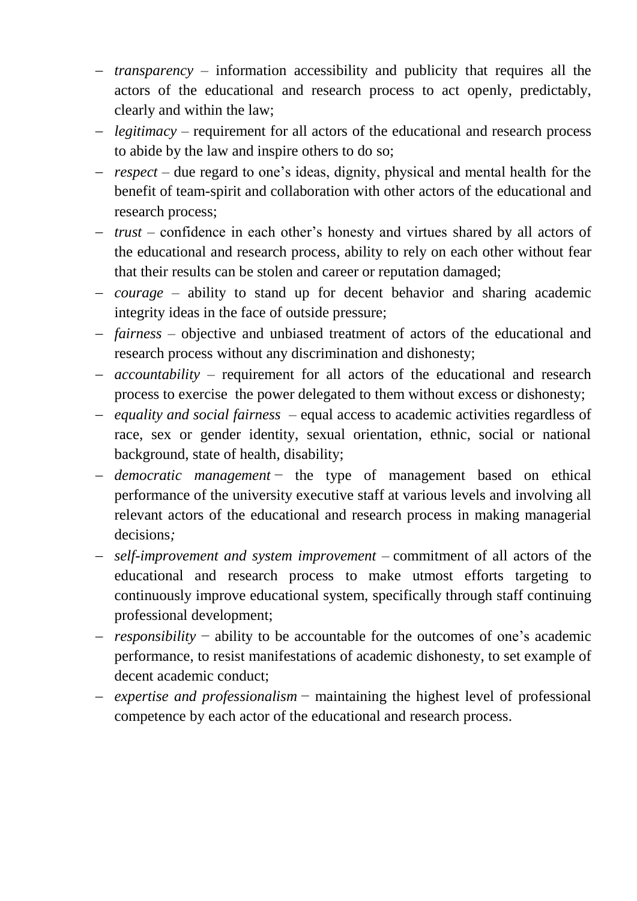- *transparency* – information accessibility and publicity that requires all the actors of the educational and research process to act openly, predictably, clearly and within the law;
- *legitimacy* – requirement for all actors of the educational and research process to abide by the law and inspire others to do so;
- *respect* – due regard to one's ideas, dignity, physical and mental health for the benefit of team-spirit and collaboration with other actors of the educational and research process;
- *trust* – confidence in each other's honesty and virtues shared by all actors of the educational and research process, ability to rely on each other without fear that their results can be stolen and career or reputation damaged;
- *courage* – ability to stand up for decent behavior and sharing academic integrity ideas in the face of outside pressure;
- *fairness* – objective and unbiased treatment of actors of the educational and research process without any discrimination and dishonesty;
- *accountability* – requirement for all actors of the educational and research process to exercise the power delegated to them without excess or dishonesty;
- *equality and social fairness* – equal access to academic activities regardless of race, sex or gender identity, sexual orientation, ethnic, social or national background, state of health, disability;
- *democratic management* − the type of management based on ethical performance of the university executive staff at various levels and involving all relevant actors of the educational and research process in making managerial decisions;
- *self-improvement and system improvement* – commitment of all actors of the educational and research process to make utmost efforts targeting to continuously improve educational system, specifically through staff continuing professional development;
- *responsibility* − ability to be accountable for the outcomes of one's academic performance, to resist manifestations of academic dishonesty, to set example of decent academic conduct;
- *expertise and professionalism* − maintaining the highest level of professional competence by each actor of the educational and research process.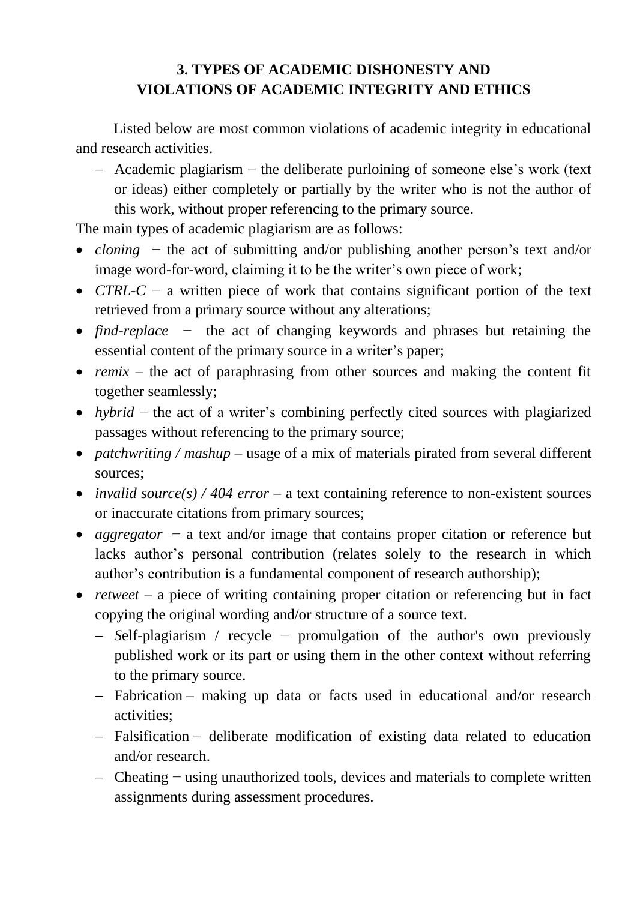## 3. TYPES OF ACADEMIC DISHONESTY AND VIOLATIONS OF ACADEMIC INTEGRITY AND ETHICS

Listed below are most common violations of academic integrity in educational and research activities.

- Academic plagiarism − the deliberate purloining of someone else's work (text or ideas) either completely or partially by the writer who is not the author of this work, without proper referencing to the primary source.

The main types of academic plagiarism are as follows:

- *cloning* − the act of submitting and/or publishing another person's text and/or image word-for-word, claiming it to be the writer's own piece of work;
- *CTRL-C* − a written piece of work that contains significant portion of the text retrieved from a primary source without any alterations;
- *find-replace* − the act of changing keywords and phrases but retaining the essential content of the primary source in a writer's paper;
- *remix* – the act of paraphrasing from other sources and making the content fit together seamlessly;
- *hybrid* − the act of a writer's combining perfectly cited sources with plagiarized passages without referencing to the primary source;
- *patchwriting / mashup* – usage of a mix of materials pirated from several different sources;
- *invalid source(s) / 404 error* – a text containing reference to non-existent sources or inaccurate citations from primary sources;
- *aggregator* − a text and/or image that contains proper citation or reference but lacks author's personal contribution (relates solely to the research in which author's contribution is a fundamental component of research authorship);
- *retweet* – a piece of writing containing proper citation or referencing but in fact copying the original wording and/or structure of a source text.
  - *S*elf-plagiarism / recycle − promulgation of the author's own previously published work or its part or using them in the other context without referring to the primary source.
  - Fabrication – making up data or facts used in educational and/or research activities;
  - Falsification − deliberate modification of existing data related to education and/or research.
  - Cheating − using unauthorized tools, devices and materials to complete written assignments during assessment procedures.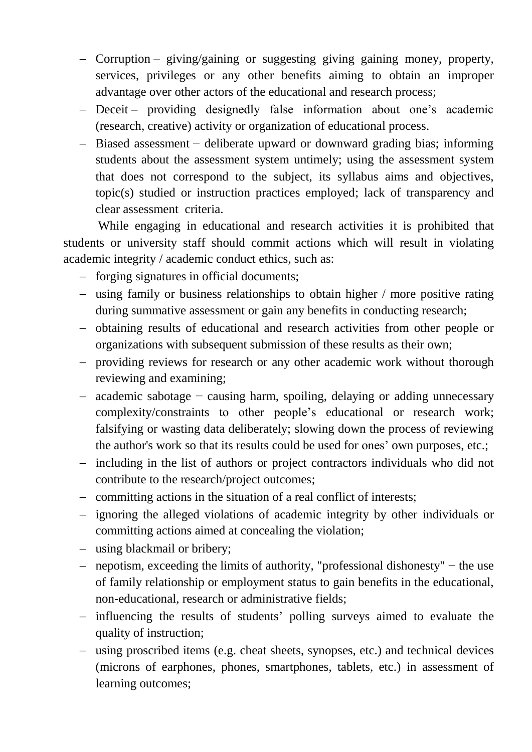- Corruption – giving/gaining or suggesting giving gaining money, property, services, privileges or any other benefits aiming to obtain an improper advantage over other actors of the educational and research process;
- Deceit – providing designedly false information about one's academic (research, creative) activity or organization of educational process.
- Biased assessment − deliberate upward or downward grading bias; informing students about the assessment system untimely; using the assessment system that does not correspond to the subject, its syllabus aims and objectives, topic(s) studied or instruction practices employed; lack of transparency and clear assessment criteria.

While engaging in educational and research activities it is prohibited that students or university staff should commit actions which will result in violating academic integrity / academic conduct ethics, such as:

- forging signatures in official documents;
- using family or business relationships to obtain higher / more positive rating during summative assessment or gain any benefits in conducting research;
- obtaining results of educational and research activities from other people or organizations with subsequent submission of these results as their own;
- providing reviews for research or any other academic work without thorough reviewing and examining;
- academic sabotage − causing harm, spoiling, delaying or adding unnecessary complexity/constraints to other people's educational or research work; falsifying or wasting data deliberately; slowing down the process of reviewing the author's work so that its results could be used for ones' own purposes, etc.;
- including in the list of authors or project contractors individuals who did not contribute to the research/project outcomes;
- committing actions in the situation of a real conflict of interests;
- ignoring the alleged violations of academic integrity by other individuals or committing actions aimed at concealing the violation;
- using blackmail or bribery;
- nepotism, exceeding the limits of authority, "professional dishonesty" − the use of family relationship or employment status to gain benefits in the educational, non-educational, research or administrative fields;
- influencing the results of students' polling surveys aimed to evaluate the quality of instruction;
- using proscribed items (e.g. cheat sheets, synopses, etc.) and technical devices (microns of earphones, phones, smartphones, tablets, etc.) in assessment of learning outcomes;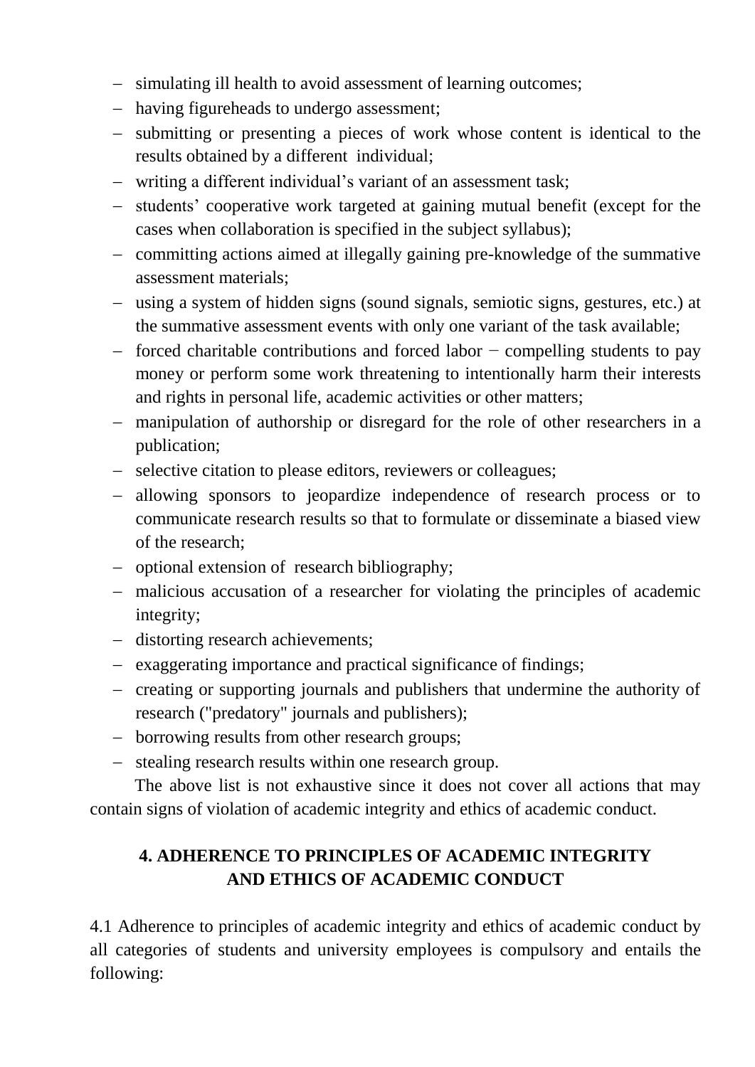- simulating ill health to avoid assessment of learning outcomes;
- having figureheads to undergo assessment;
- submitting or presenting a pieces of work whose content is identical to the results obtained by a different individual;
- writing a different individual's variant of an assessment task;
- students' cooperative work targeted at gaining mutual benefit (except for the cases when collaboration is specified in the subject syllabus);
- committing actions aimed at illegally gaining pre-knowledge of the summative assessment materials;
- using a system of hidden signs (sound signals, semiotic signs, gestures, etc.) at the summative assessment events with only one variant of the task available;
- forced charitable contributions and forced labor − compelling students to pay money or perform some work threatening to intentionally harm their interests and rights in personal life, academic activities or other matters;
- manipulation of authorship or disregard for the role of other researchers in a publication;
- selective citation to please editors, reviewers or colleagues;
- allowing sponsors to jeopardize independence of research process or to communicate research results so that to formulate or disseminate a biased view of the research;
- optional extension of research bibliography;
- malicious accusation of a researcher for violating the principles of academic integrity;
- distorting research achievements;
- exaggerating importance and practical significance of findings;
- creating or supporting journals and publishers that undermine the authority of research ("predatory" journals and publishers);
- borrowing results from other research groups;
- stealing research results within one research group.

The above list is not exhaustive since it does not cover all actions that may contain signs of violation of academic integrity and ethics of academic conduct.

## 4. ADHERENCE TO PRINCIPLES OF ACADEMIC INTEGRITY AND ETHICS OF ACADEMIC CONDUCT

4.1 Adherence to principles of academic integrity and ethics of academic conduct by all categories of students and university employees is compulsory and entails the following: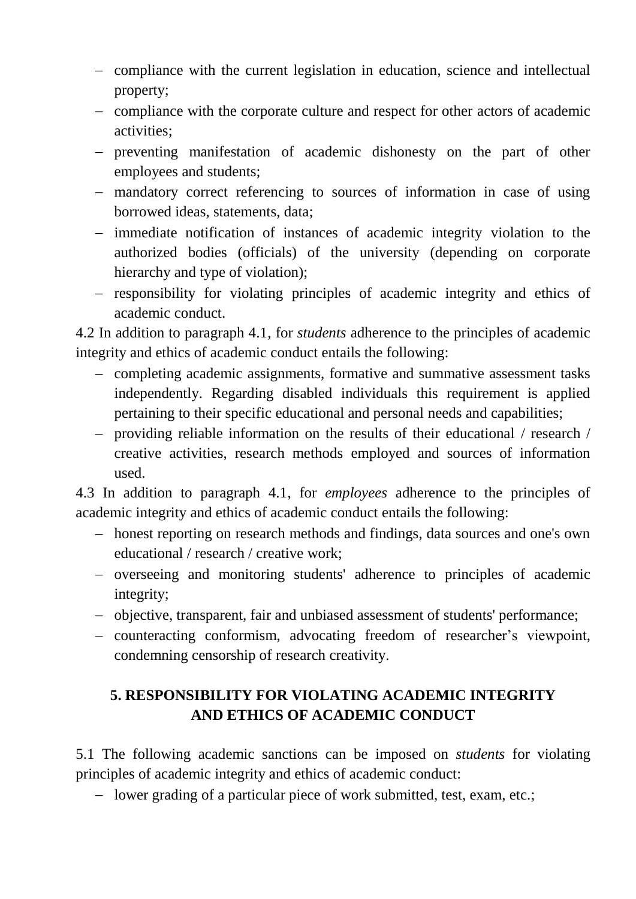- compliance with the current legislation in education, science and intellectual property;
- compliance with the corporate culture and respect for other actors of academic activities;
- preventing manifestation of academic dishonesty on the part of other employees and students;
- mandatory correct referencing to sources of information in case of using borrowed ideas, statements, data;
- immediate notification of instances of academic integrity violation to the authorized bodies (officials) of the university (depending on corporate hierarchy and type of violation);
- responsibility for violating principles of academic integrity and ethics of academic conduct.

4.2 In addition to paragraph 4.1, for *students* adherence to the principles of academic integrity and ethics of academic conduct entails the following:

- completing academic assignments, formative and summative assessment tasks independently. Regarding disabled individuals this requirement is applied pertaining to their specific educational and personal needs and capabilities;
- providing reliable information on the results of their educational / research / creative activities, research methods employed and sources of information used.

4.3 In addition to paragraph 4.1, for *employees* adherence to the principles of academic integrity and ethics of academic conduct entails the following:

- honest reporting on research methods and findings, data sources and one's own educational / research / creative work;
- overseeing and monitoring students' adherence to principles of academic integrity;
- objective, transparent, fair and unbiased assessment of students' performance;
- counteracting conformism, advocating freedom of researcher's viewpoint, condemning censorship of research creativity.

## 5. RESPONSIBILITY FOR VIOLATING ACADEMIC INTEGRITY AND ETHICS OF ACADEMIC CONDUCT

5.1 The following academic sanctions can be imposed on *students* for violating principles of academic integrity and ethics of academic conduct:

- lower grading of a particular piece of work submitted, test, exam, etc.;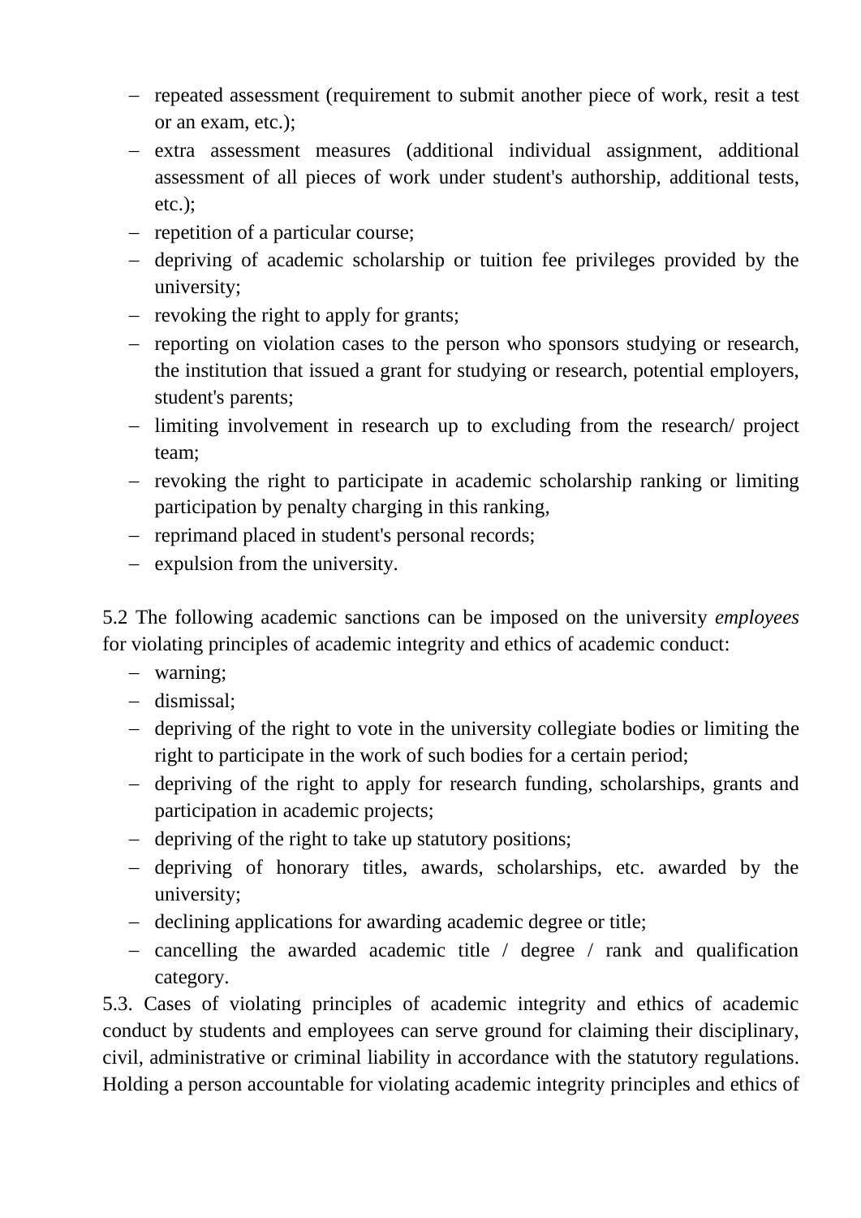- repeated assessment (requirement to submit another piece of work, resit a test or an exam, etc.);
- extra assessment measures (additional individual assignment, additional assessment of all pieces of work under student's authorship, additional tests, etc.);
- repetition of a particular course;
- depriving of academic scholarship or tuition fee privileges provided by the university;
- revoking the right to apply for grants;
- reporting on violation cases to the person who sponsors studying or research, the institution that issued a grant for studying or research, potential employers, student's parents;
- limiting involvement in research up to excluding from the research/ project team;
- revoking the right to participate in academic scholarship ranking or limiting participation by penalty charging in this ranking,
- reprimand placed in student's personal records;
- expulsion from the university.

5.2 The following academic sanctions can be imposed on the university *employees* for violating principles of academic integrity and ethics of academic conduct:

- warning;
- dismissal;
- depriving of the right to vote in the university collegiate bodies or limiting the right to participate in the work of such bodies for a certain period;
- depriving of the right to apply for research funding, scholarships, grants and participation in academic projects;
- depriving of the right to take up statutory positions;
- depriving of honorary titles, awards, scholarships, etc. awarded by the university;
- declining applications for awarding academic degree or title;
- cancelling the awarded academic title / degree / rank and qualification category.

5.3. Cases of violating principles of academic integrity and ethics of academic conduct by students and employees can serve ground for claiming their disciplinary, civil, administrative or criminal liability in accordance with the statutory regulations. Holding a person accountable for violating academic integrity principles and ethics of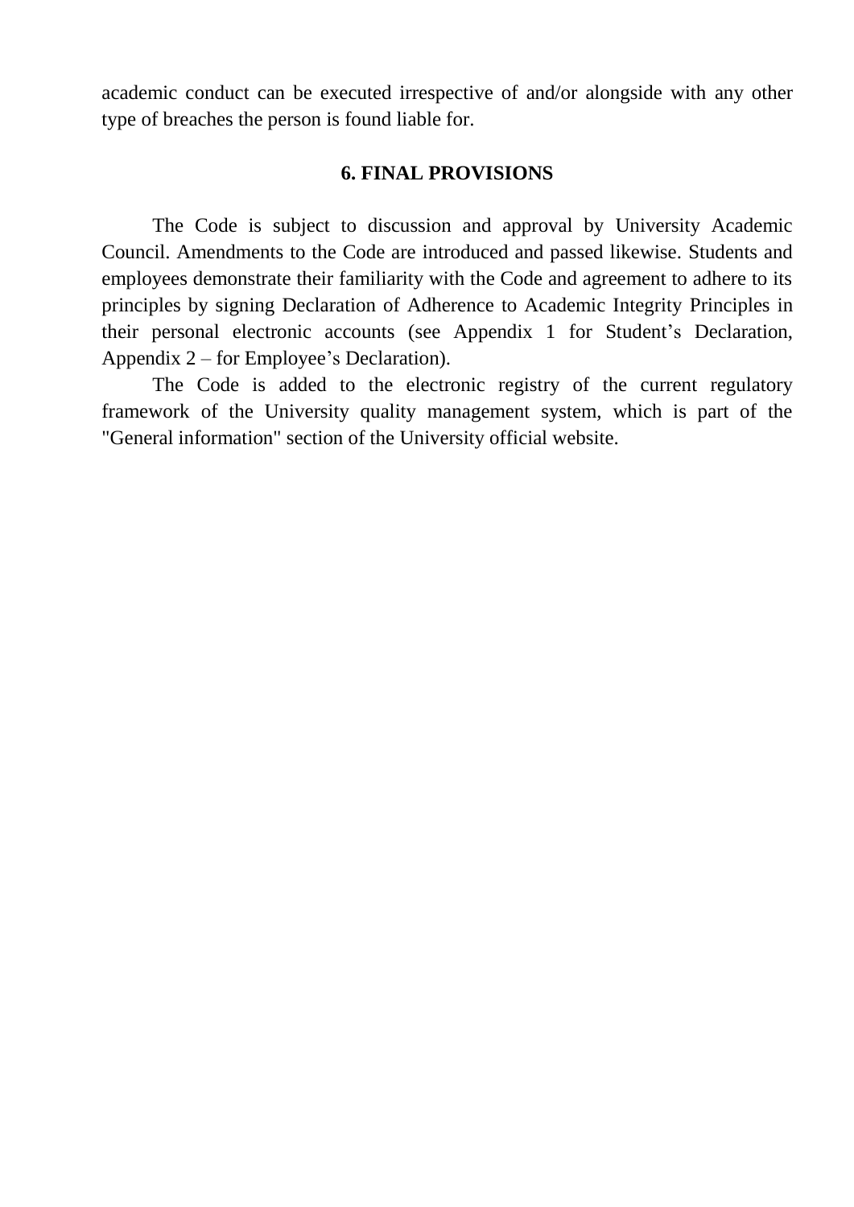academic conduct can be executed irrespective of and/or alongside with any other type of breaches the person is found liable for.

## 6. FINAL PROVISIONS

The Code is subject to discussion and approval by University Academic Council. Amendments to the Code are introduced and passed likewise. Students and employees demonstrate their familiarity with the Code and agreement to adhere to its principles by signing Declaration of Adherence to Academic Integrity Principles in their personal electronic accounts (see Appendix 1 for Student's Declaration, Appendix 2 – for Employee's Declaration).

The Code is added to the electronic registry of the current regulatory framework of the University quality management system, which is part of the "General information" section of the University official website.